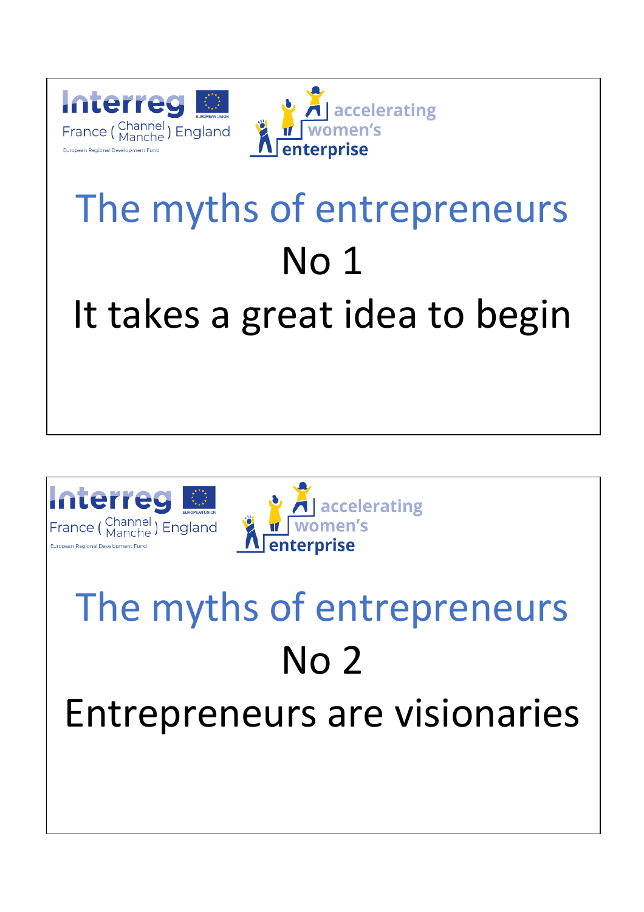Interreg France (Channel Manche) England

European Regional Development Fund

accelerating women's enterprise

# The myths of entrepreneurs

## No 1

## It takes a great idea to begin

---

Interreg France (Channel Manche) England

European Regional Development Fund

accelerating women's enterprise

# The myths of entrepreneurs

## No 2

## Entrepreneurs are visionaries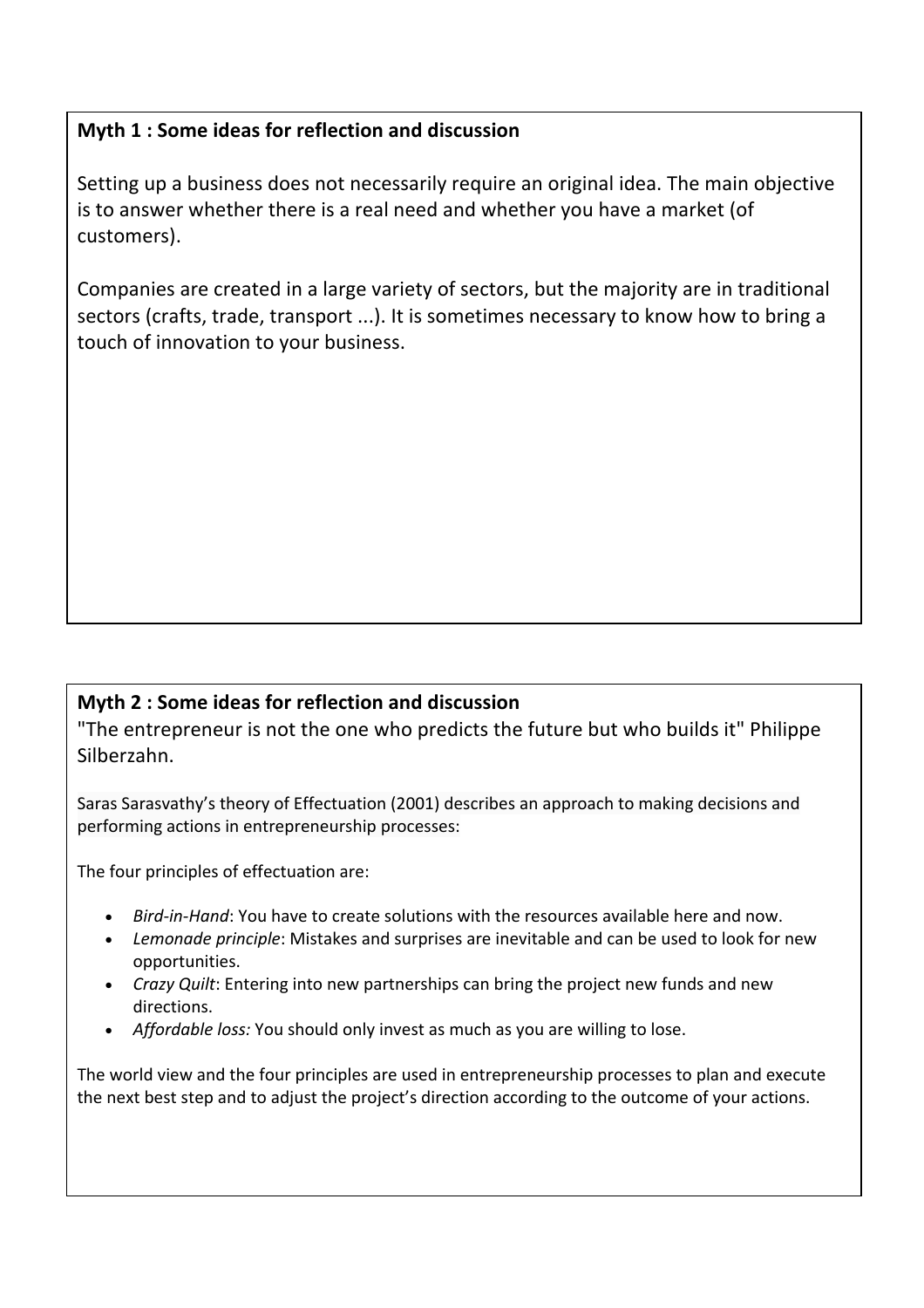**Myth 1 : Some ideas for reflection and discussion**

Setting up a business does not necessarily require an original idea. The main objective is to answer whether there is a real need and whether you have a market (of customers).

Companies are created in a large variety of sectors, but the majority are in traditional sectors (crafts, trade, transport ...). It is sometimes necessary to know how to bring a touch of innovation to your business.

**Myth 2 : Some ideas for reflection and discussion**

"The entrepreneur is not the one who predicts the future but who builds it" Philippe Silberzahn.

Saras Sarasvathy's theory of Effectuation (2001) describes an approach to making decisions and performing actions in entrepreneurship processes:

The four principles of effectuation are:

- *Bird-in-Hand*: You have to create solutions with the resources available here and now.
- *Lemonade principle*: Mistakes and surprises are inevitable and can be used to look for new opportunities.
- *Crazy Quilt*: Entering into new partnerships can bring the project new funds and new directions.
- *Affordable loss:* You should only invest as much as you are willing to lose.

The world view and the four principles are used in entrepreneurship processes to plan and execute the next best step and to adjust the project's direction according to the outcome of your actions.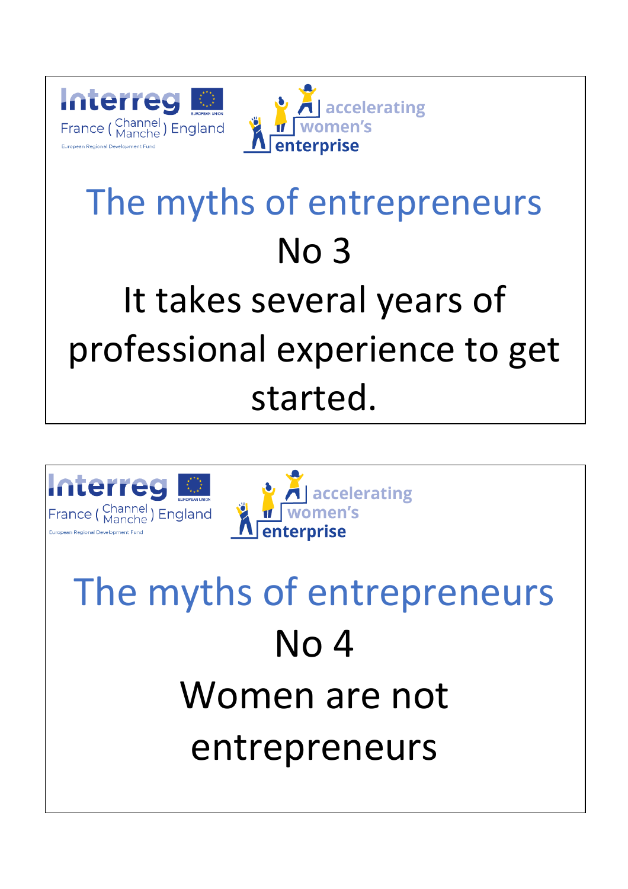Interreg
France ( Channel Manche ) England
European Regional Development Fund

accelerating women's enterprise

## The myths of entrepreneurs

No 3

It takes several years of professional experience to get started.

Interreg
France ( Channel Manche ) England
European Regional Development Fund

accelerating women's enterprise

## The myths of entrepreneurs

No 4

Women are not entrepreneurs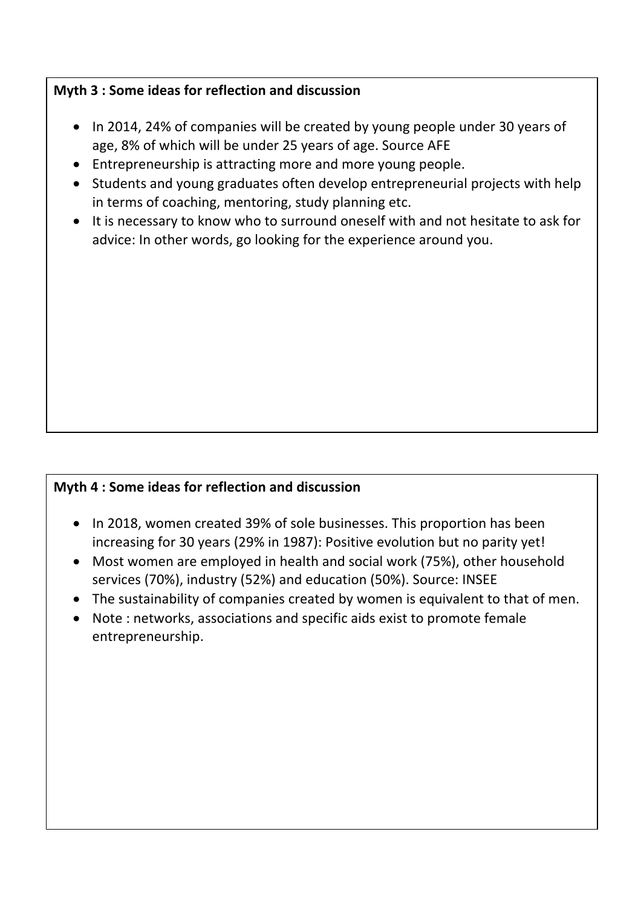**Myth 3 : Some ideas for reflection and discussion**

- In 2014, 24% of companies will be created by young people under 30 years of age, 8% of which will be under 25 years of age. Source AFE
- Entrepreneurship is attracting more and more young people.
- Students and young graduates often develop entrepreneurial projects with help in terms of coaching, mentoring, study planning etc.
- It is necessary to know who to surround oneself with and not hesitate to ask for advice: In other words, go looking for the experience around you.

**Myth 4 : Some ideas for reflection and discussion**

- In 2018, women created 39% of sole businesses. This proportion has been increasing for 30 years (29% in 1987): Positive evolution but no parity yet!
- Most women are employed in health and social work (75%), other household services (70%), industry (52%) and education (50%). Source: INSEE
- The sustainability of companies created by women is equivalent to that of men.
- Note : networks, associations and specific aids exist to promote female entrepreneurship.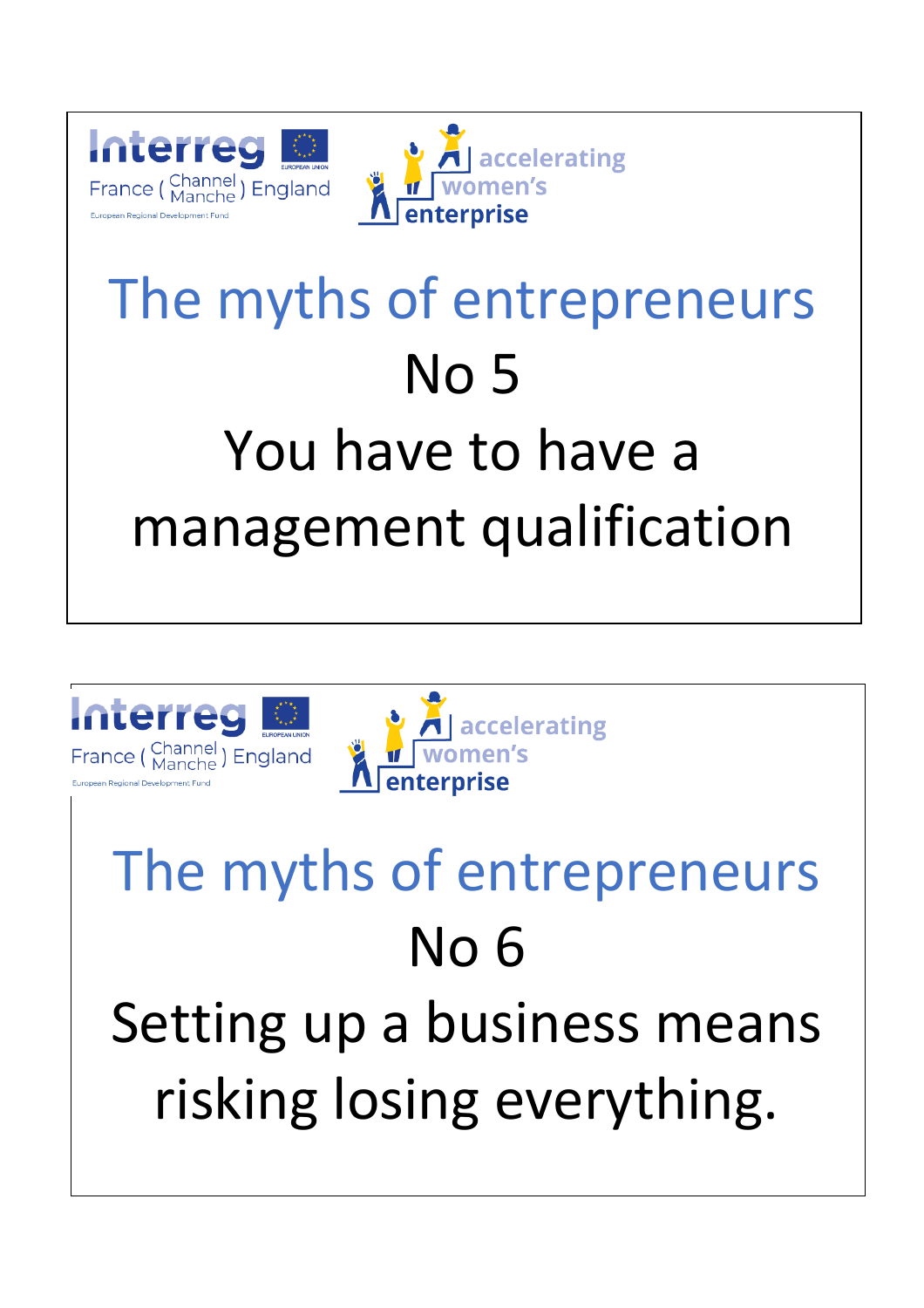Interreg France ( Channel Manche ) England

European Regional Development Fund

accelerating women's enterprise

## The myths of entrepreneurs

## No 5

## You have to have a management qualification

Interreg France ( Channel Manche ) England

European Regional Development Fund

accelerating women's enterprise

## The myths of entrepreneurs

## No 6

## Setting up a business means risking losing everything.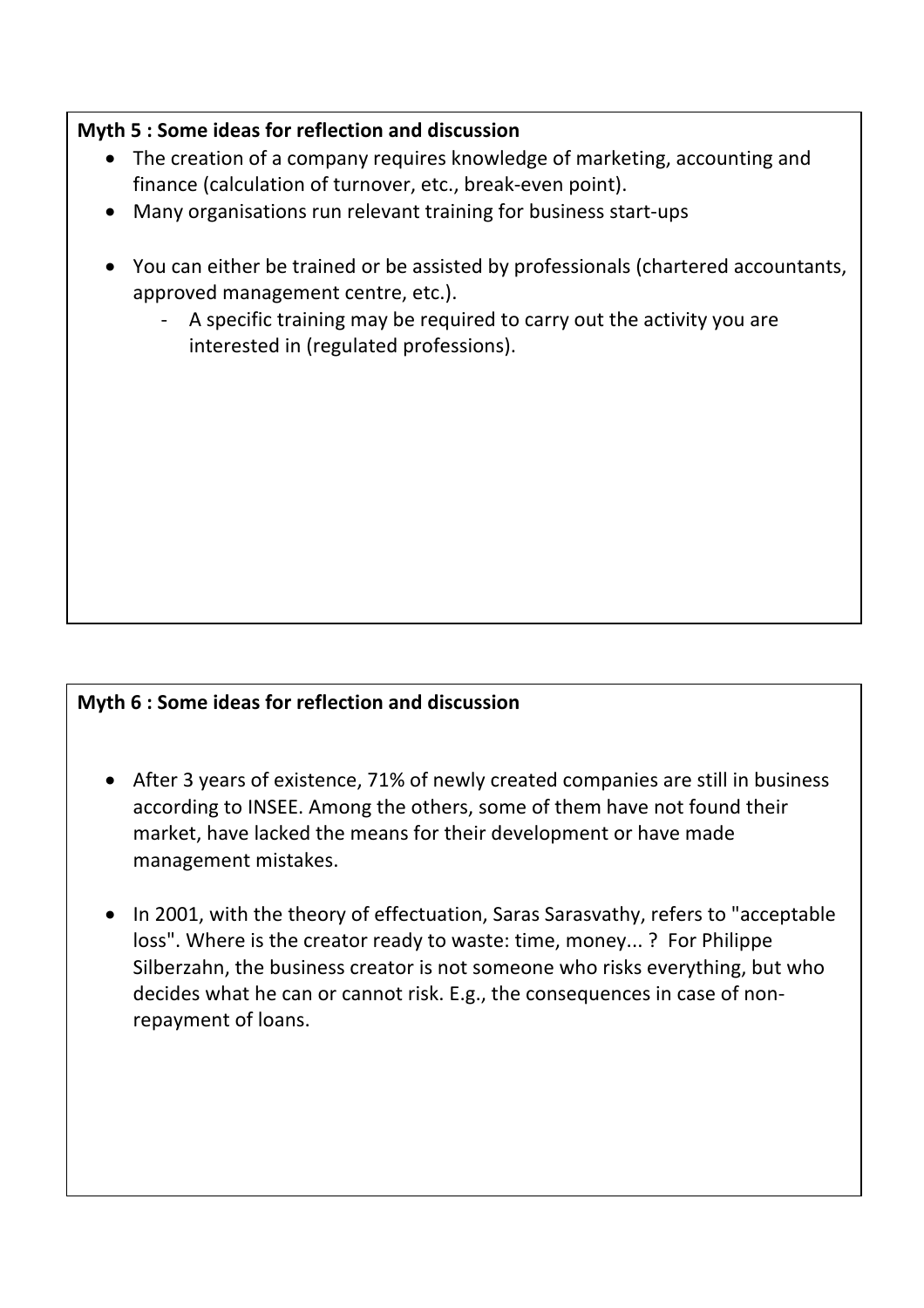**Myth 5 : Some ideas for reflection and discussion**

- The creation of a company requires knowledge of marketing, accounting and finance (calculation of turnover, etc., break-even point).
- Many organisations run relevant training for business start-ups
- You can either be trained or be assisted by professionals (chartered accountants, approved management centre, etc.).
  - A specific training may be required to carry out the activity you are interested in (regulated professions).

**Myth 6 : Some ideas for reflection and discussion**

- After 3 years of existence, 71% of newly created companies are still in business according to INSEE. Among the others, some of them have not found their market, have lacked the means for their development or have made management mistakes.
- In 2001, with the theory of effectuation, Saras Sarasvathy, refers to "acceptable loss". Where is the creator ready to waste: time, money... ? For Philippe Silberzahn, the business creator is not someone who risks everything, but who decides what he can or cannot risk. E.g., the consequences in case of non-repayment of loans.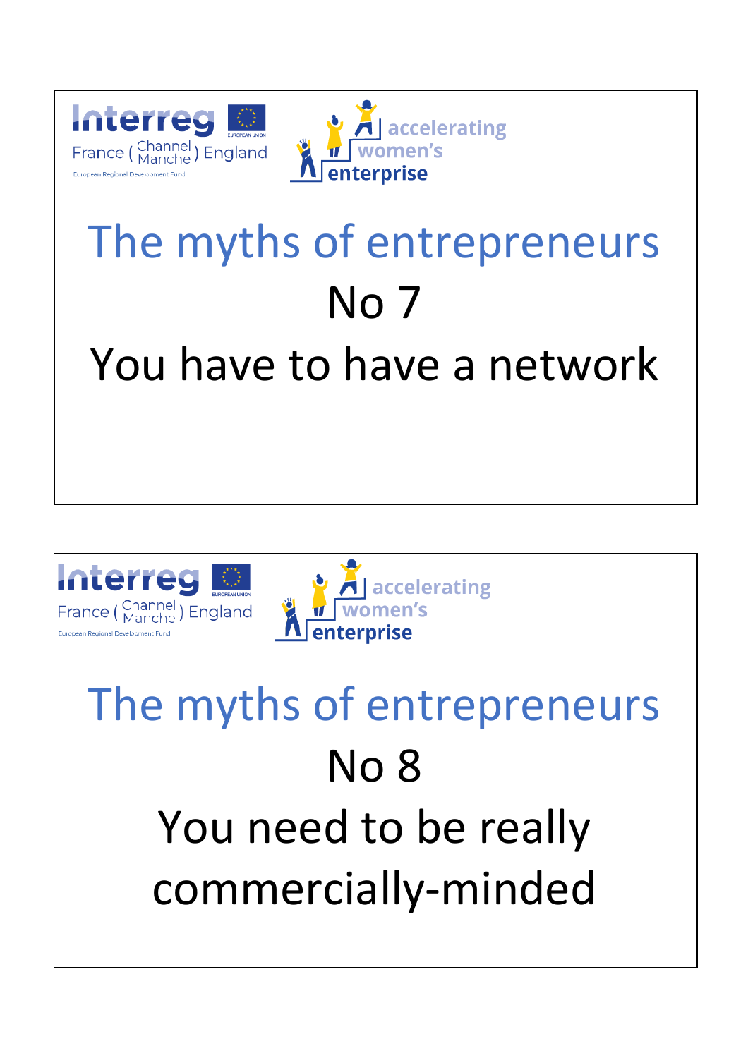Interreg France (Channel Manche) England

European Regional Development Fund

accelerating women's enterprise

# The myths of entrepreneurs

## No 7

## You have to have a network

Interreg France (Channel Manche) England

European Regional Development Fund

accelerating women's enterprise

# The myths of entrepreneurs

## No 8

## You need to be really commercially-minded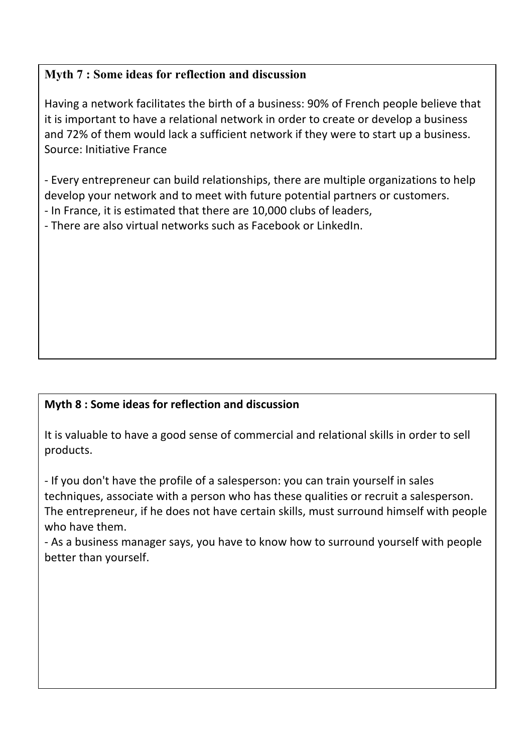**Myth 7 : Some ideas for reflection and discussion**

Having a network facilitates the birth of a business: 90% of French people believe that it is important to have a relational network in order to create or develop a business and 72% of them would lack a sufficient network if they were to start up a business. Source: Initiative France

- Every entrepreneur can build relationships, there are multiple organizations to help develop your network and to meet with future potential partners or customers.
- In France, it is estimated that there are 10,000 clubs of leaders,
- There are also virtual networks such as Facebook or LinkedIn.

**Myth 8 : Some ideas for reflection and discussion**

It is valuable to have a good sense of commercial and relational skills in order to sell products.

- If you don't have the profile of a salesperson: you can train yourself in sales techniques, associate with a person who has these qualities or recruit a salesperson. The entrepreneur, if he does not have certain skills, must surround himself with people who have them.
- As a business manager says, you have to know how to surround yourself with people better than yourself.